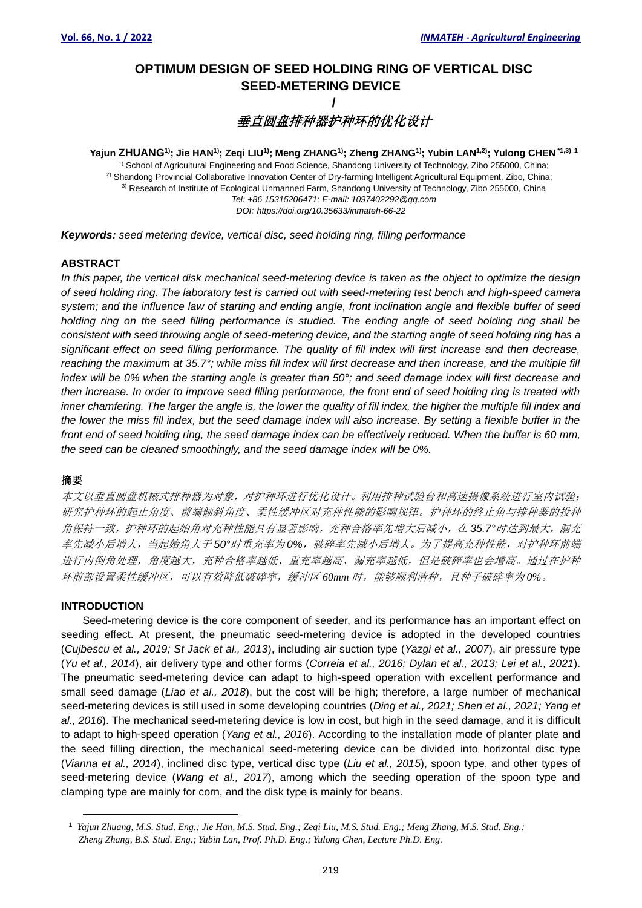# OPTIMUM DESIGN OF SEED HOLDING RING OF VERTICAL DISC SEED-METERING DEVICE

/

## 垂直圆盘排种器护种环的优化设计

**Yajun ZHUANG[1]; Jie HAN[1]; Zeqi LIU[1]; Meng ZHANG[1]; Zheng ZHANG[1]; Yubin LAN[1,2]; Yulong CHEN [*1,3] [1]**

[1] School of Agricultural Engineering and Food Science, Shandong University of Technology, Zibo 255000, China;
[2] Shandong Provincial Collaborative Innovation Center of Dry-farming Intelligent Agricultural Equipment, Zibo, China;
[3] Research of Institute of Ecological Unmanned Farm, Shandong University of Technology, Zibo 255000, China
*Tel: +86 15315206471; E-mail: 1097402292@qq.com*
*DOI: https://doi.org/10.35633/inmateh-66-22*

***Keywords:*** *seed metering device, vertical disc, seed holding ring, filling performance*

### ABSTRACT

*In this paper, the vertical disk mechanical seed-metering device is taken as the object to optimize the design of seed holding ring. The laboratory test is carried out with seed-metering test bench and high-speed camera system; and the influence law of starting and ending angle, front inclination angle and flexible buffer of seed holding ring on the seed filling performance is studied. The ending angle of seed holding ring shall be consistent with seed throwing angle of seed-metering device, and the starting angle of seed holding ring has a significant effect on seed filling performance. The quality of fill index will first increase and then decrease, reaching the maximum at 35.7°; while miss fill index will first decrease and then increase, and the multiple fill index will be 0% when the starting angle is greater than 50°; and seed damage index will first decrease and then increase. In order to improve seed filling performance, the front end of seed holding ring is treated with inner chamfering. The larger the angle is, the lower the quality of fill index, the higher the multiple fill index and the lower the miss fill index, but the seed damage index will also increase. By setting a flexible buffer in the front end of seed holding ring, the seed damage index can be effectively reduced. When the buffer is 60 mm, the seed can be cleaned smoothingly, and the seed damage index will be 0%.*

### 摘要

*本文以垂直圆盘机械式排种器为对象，对护种环进行优化设计。利用排种试验台和高速摄像系统进行室内试验；研究护种环的起止角度、前端倾斜角度、柔性缓冲区对充种性能的影响规律。护种环的终止角与排种器的投种角保持一致，护种环的起始角对充种性能具有显著影响，充种合格率先增大后减小，在35.7°时达到最大，漏充率先减小后增大，当起始角大于50°时重充率为0%，破碎率先减小后增大。为了提高充种性能，对护种环前端进行内倒角处理，角度越大，充种合格率越低、重充率越高、漏充率越低，但是破碎率也会增高。通过在护种环前部设置柔性缓冲区，可以有效降低破碎率，缓冲区60mm时，能够顺利清种，且种子破碎率为0%。*

### INTRODUCTION

Seed-metering device is the core component of seeder, and its performance has an important effect on seeding effect. At present, the pneumatic seed-metering device is adopted in the developed countries (*Cujbescu et al., 2019; St Jack et al., 2013*), including air suction type (*Yazgi et al., 2007*), air pressure type (*Yu et al., 2014*), air delivery type and other forms (*Correia et al., 2016; Dylan et al., 2013; Lei et al., 2021*). The pneumatic seed-metering device can adapt to high-speed operation with excellent performance and small seed damage (*Liao et al., 2018*), but the cost will be high; therefore, a large number of mechanical seed-metering devices is still used in some developing countries (*Ding et al., 2021; Shen et al., 2021; Yang et al., 2016*). The mechanical seed-metering device is low in cost, but high in the seed damage, and it is difficult to adapt to high-speed operation (*Yang et al., 2016*). According to the installation mode of planter plate and the seed filling direction, the mechanical seed-metering device can be divided into horizontal disc type (*Vianna et al., 2014*), inclined disc type, vertical disc type (*Liu et al., 2015*), spoon type, and other types of seed-metering device (*Wang et al., 2017*), among which the seeding operation of the spoon type and clamping type are mainly for corn, and the disk type is mainly for beans.

---

[1] *Yajun Zhuang, M.S. Stud. Eng.; Jie Han, M.S. Stud. Eng.; Zeqi Liu, M.S. Stud. Eng.; Meng Zhang, M.S. Stud. Eng.; Zheng Zhang, B.S. Stud. Eng.; Yubin Lan, Prof. Ph.D. Eng.; Yulong Chen, Lecture Ph.D. Eng.*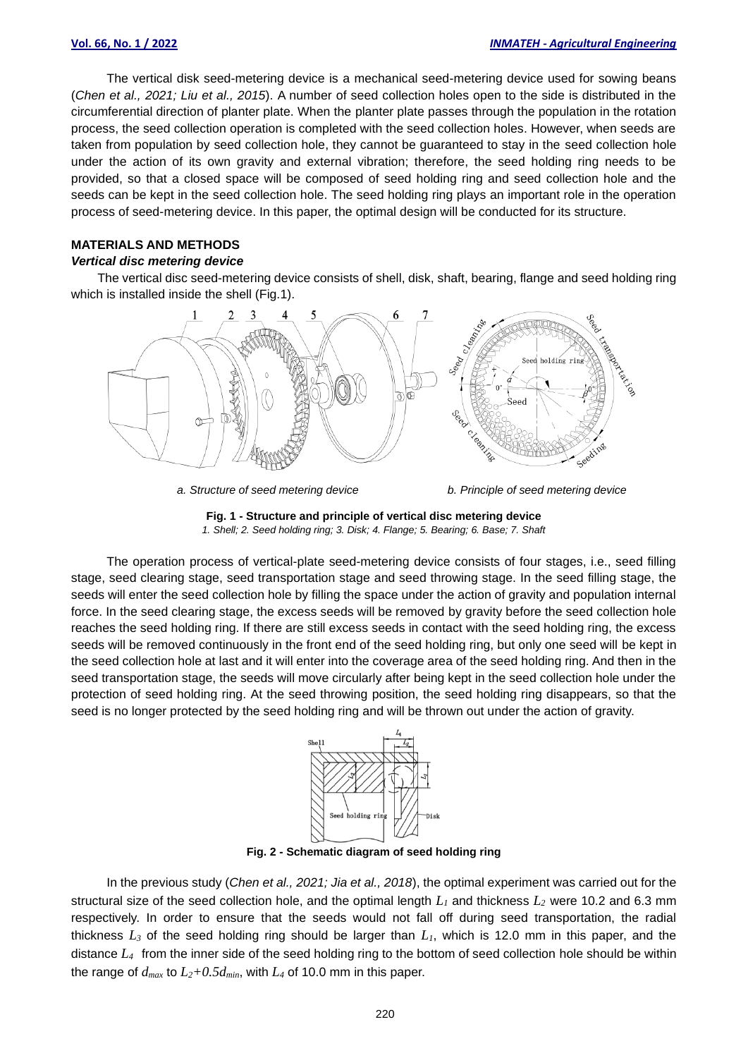The vertical disk seed-metering device is a mechanical seed-metering device used for sowing beans (*Chen et al., 2021; Liu et al., 2015*). A number of seed collection holes open to the side is distributed in the circumferential direction of planter plate. When the planter plate passes through the population in the rotation process, the seed collection operation is completed with the seed collection holes. However, when seeds are taken from population by seed collection hole, they cannot be guaranteed to stay in the seed collection hole under the action of its own gravity and external vibration; therefore, the seed holding ring needs to be provided, so that a closed space will be composed of seed holding ring and seed collection hole and the seeds can be kept in the seed collection hole. The seed holding ring plays an important role in the operation process of seed-metering device. In this paper, the optimal design will be conducted for its structure.

## MATERIALS AND METHODS

### *Vertical disc metering device*

The vertical disc seed-metering device consists of shell, disk, shaft, bearing, flange and seed holding ring which is installed inside the shell (Fig.1).

*a. Structure of seed metering device* *b. Principle of seed metering device*

**Fig. 1 - Structure and principle of vertical disc metering device**
*1. Shell; 2. Seed holding ring; 3. Disk; 4. Flange; 5. Bearing; 6. Base; 7. Shaft*

The operation process of vertical-plate seed-metering device consists of four stages, i.e., seed filling stage, seed clearing stage, seed transportation stage and seed throwing stage. In the seed filling stage, the seeds will enter the seed collection hole by filling the space under the action of gravity and population internal force. In the seed clearing stage, the excess seeds will be removed by gravity before the seed collection hole reaches the seed holding ring. If there are still excess seeds in contact with the seed holding ring, the excess seeds will be removed continuously in the front end of the seed holding ring, but only one seed will be kept in the seed collection hole at last and it will enter into the coverage area of the seed holding ring. And then in the seed transportation stage, the seeds will move circularly after being kept in the seed collection hole under the protection of seed holding ring. At the seed throwing position, the seed holding ring disappears, so that the seed is no longer protected by the seed holding ring and will be thrown out under the action of gravity.

**Fig. 2 - Schematic diagram of seed holding ring**

In the previous study (*Chen et al., 2021; Jia et al., 2018*), the optimal experiment was carried out for the structural size of the seed collection hole, and the optimal length $L_1$ and thickness $L_2$ were 10.2 and 6.3 mm respectively. In order to ensure that the seeds would not fall off during seed transportation, the radial thickness $L_3$ of the seed holding ring should be larger than $L_1$, which is 12.0 mm in this paper, and the distance $L_4$ from the inner side of the seed holding ring to the bottom of seed collection hole should be within the range of $d_{max}$ to $L_2+0.5d_{min}$, with $L_4$ of 10.0 mm in this paper.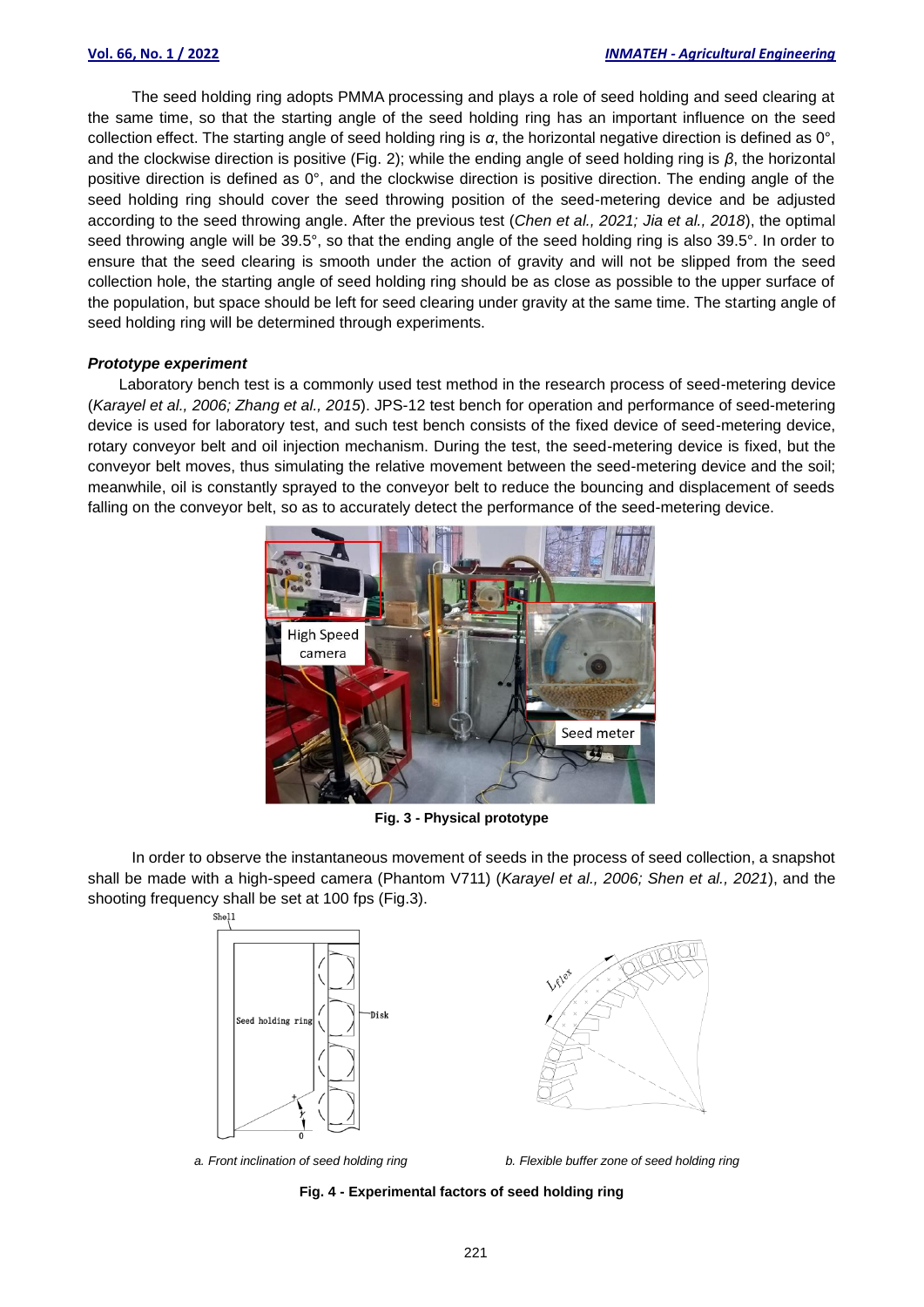The seed holding ring adopts PMMA processing and plays a role of seed holding and seed clearing at the same time, so that the starting angle of the seed holding ring has an important influence on the seed collection effect. The starting angle of seed holding ring is $\alpha$, the horizontal negative direction is defined as 0°, and the clockwise direction is positive (Fig. 2); while the ending angle of seed holding ring is $\beta$, the horizontal positive direction is defined as 0°, and the clockwise direction is positive direction. The ending angle of the seed holding ring should cover the seed throwing position of the seed-metering device and be adjusted according to the seed throwing angle. After the previous test (*Chen et al., 2021; Jia et al., 2018*), the optimal seed throwing angle will be 39.5°, so that the ending angle of the seed holding ring is also 39.5°. In order to ensure that the seed clearing is smooth under the action of gravity and will not be slipped from the seed collection hole, the starting angle of seed holding ring should be as close as possible to the upper surface of the population, but space should be left for seed clearing under gravity at the same time. The starting angle of seed holding ring will be determined through experiments.

***Prototype experiment***

Laboratory bench test is a commonly used test method in the research process of seed-metering device (*Karayel et al., 2006; Zhang et al., 2015*). JPS-12 test bench for operation and performance of seed-metering device is used for laboratory test, and such test bench consists of the fixed device of seed-metering device, rotary conveyor belt and oil injection mechanism. During the test, the seed-metering device is fixed, but the conveyor belt moves, thus simulating the relative movement between the seed-metering device and the soil; meanwhile, oil is constantly sprayed to the conveyor belt to reduce the bouncing and displacement of seeds falling on the conveyor belt, so as to accurately detect the performance of the seed-metering device.

**Fig. 3 - Physical prototype**

In order to observe the instantaneous movement of seeds in the process of seed collection, a snapshot shall be made with a high-speed camera (Phantom V711) (*Karayel et al., 2006; Shen et al., 2021*), and the shooting frequency shall be set at 100 fps (Fig.3).

*a. Front inclination of seed holding ring*

*b. Flexible buffer zone of seed holding ring*

**Fig. 4 - Experimental factors of seed holding ring**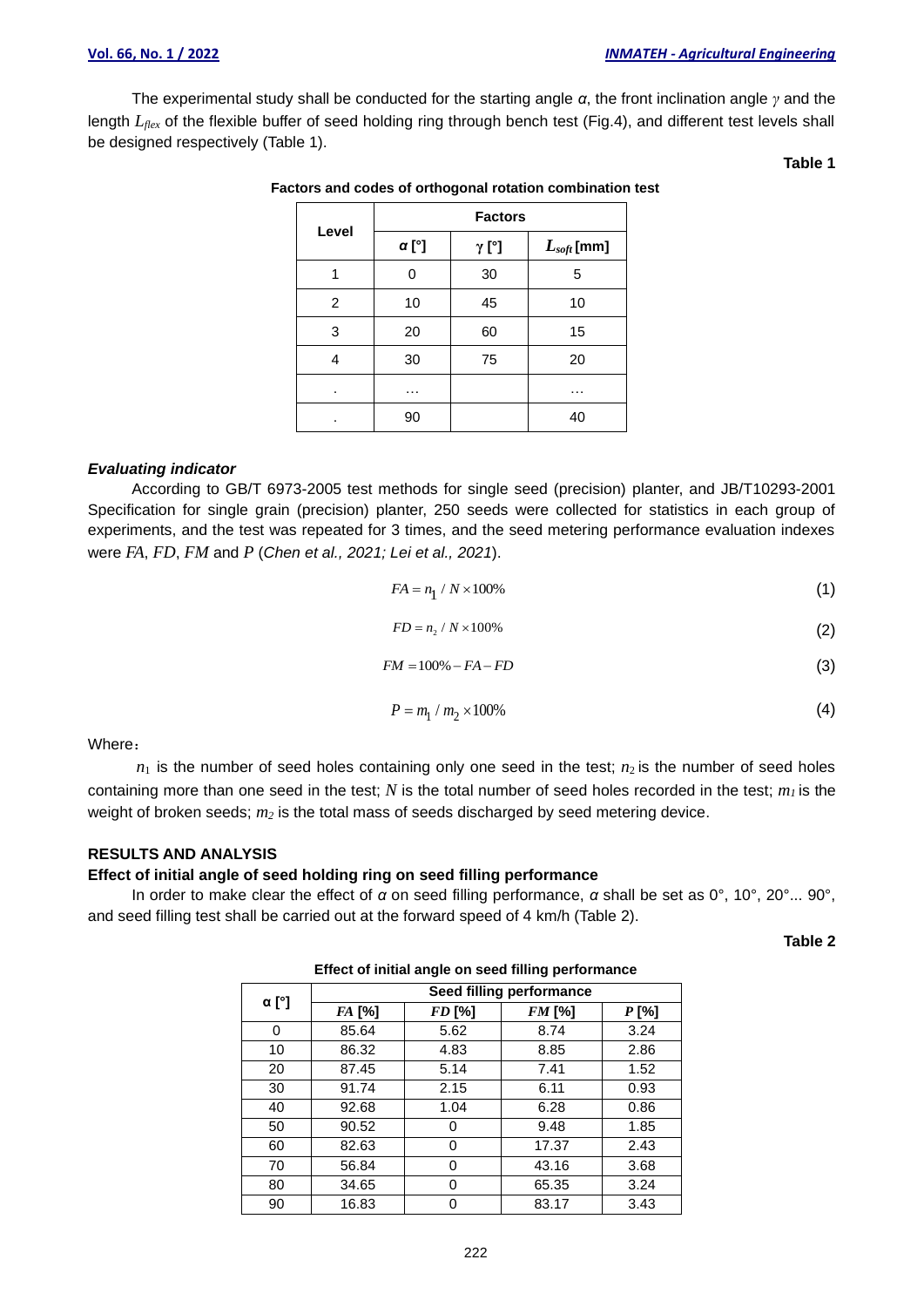The experimental study shall be conducted for the starting angle *α*, the front inclination angle *γ* and the length $L_{flex}$ of the flexible buffer of seed holding ring through bench test (Fig.4), and different test levels shall be designed respectively (Table 1).

**Table 1**

**Factors and codes of orthogonal rotation combination test**

| Level | Factors | | |
|---|---|---|---|
| | **α [°]** | **γ [°]** | $L_{soft}$ **[mm]** |
| 1 | 0 | 30 | 5 |
| 2 | 10 | 45 | 10 |
| 3 | 20 | 60 | 15 |
| 4 | 30 | 75 | 20 |
| . | … | | … |
| . | 90 | | 40 |

***Evaluating indicator***

According to GB/T 6973-2005 test methods for single seed (precision) planter, and JB/T10293-2001 Specification for single grain (precision) planter, 250 seeds were collected for statistics in each group of experiments, and the test was repeated for 3 times, and the seed metering performance evaluation indexes were *FA*, *FD*, *FM* and *P* (*Chen et al., 2021; Lei et al., 2021*).

$$FA = n_1 / N \times 100\% \tag{1}$$

$$FD = n_2 / N \times 100\% \tag{2}$$

$$FM = 100\% - FA - FD \tag{3}$$

$$P = m_1 / m_2 \times 100\% \tag{4}$$

Where：

$n_1$ is the number of seed holes containing only one seed in the test; $n_2$ is the number of seed holes containing more than one seed in the test; $N$ is the total number of seed holes recorded in the test; $m_1$ is the weight of broken seeds; $m_2$ is the total mass of seeds discharged by seed metering device.

## RESULTS AND ANALYSIS

### Effect of initial angle of seed holding ring on seed filling performance

In order to make clear the effect of *α* on seed filling performance, *α* shall be set as 0°, 10°, 20°... 90°, and seed filling test shall be carried out at the forward speed of 4 km/h (Table 2).

**Table 2**

**Effect of initial angle on seed filling performance**

| α [°] | Seed filling performance | | | |
|---|---|---|---|---|
| | *FA* [%] | *FD* [%] | *FM* [%] | *P* [%] |
| 0 | 85.64 | 5.62 | 8.74 | 3.24 |
| 10 | 86.32 | 4.83 | 8.85 | 2.86 |
| 20 | 87.45 | 5.14 | 7.41 | 1.52 |
| 30 | 91.74 | 2.15 | 6.11 | 0.93 |
| 40 | 92.68 | 1.04 | 6.28 | 0.86 |
| 50 | 90.52 | 0 | 9.48 | 1.85 |
| 60 | 82.63 | 0 | 17.37 | 2.43 |
| 70 | 56.84 | 0 | 43.16 | 3.68 |
| 80 | 34.65 | 0 | 65.35 | 3.24 |
| 90 | 16.83 | 0 | 83.17 | 3.43 |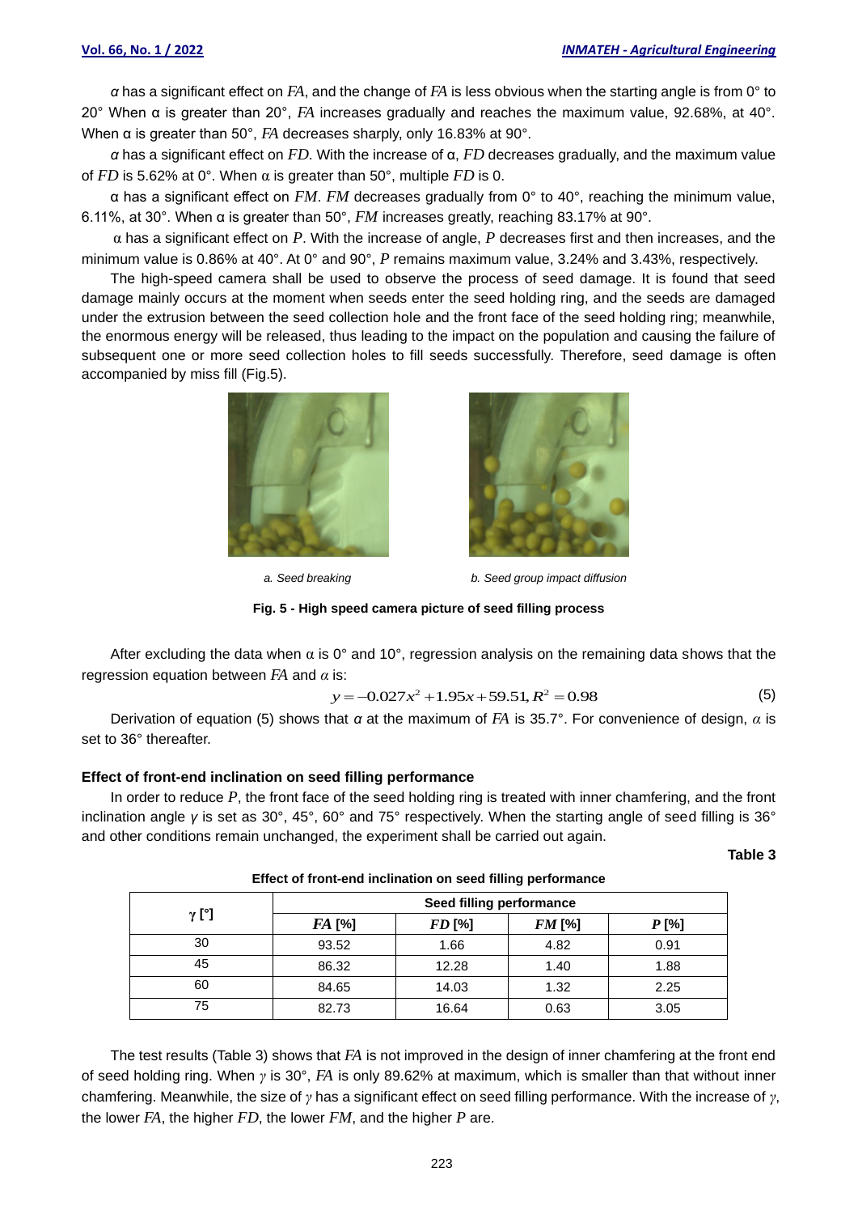*α* has a significant effect on *FA*, and the change of *FA* is less obvious when the starting angle is from 0° to 20° When α is greater than 20°, *FA* increases gradually and reaches the maximum value, 92.68%, at 40°. When α is greater than 50°, *FA* decreases sharply, only 16.83% at 90°.

*α* has a significant effect on *FD.* With the increase of α, *FD* decreases gradually, and the maximum value of *FD* is 5.62% at 0°. When α is greater than 50°, multiple *FD* is 0.

α has a significant effect on *FM*. *FM* decreases gradually from 0° to 40°, reaching the minimum value, 6.11%, at 30°. When α is greater than 50°, *FM* increases greatly, reaching 83.17% at 90°.

α has a significant effect on *P*. With the increase of angle, *P* decreases first and then increases, and the minimum value is 0.86% at 40°. At 0° and 90°, *P* remains maximum value, 3.24% and 3.43%, respectively.

The high-speed camera shall be used to observe the process of seed damage. It is found that seed damage mainly occurs at the moment when seeds enter the seed holding ring, and the seeds are damaged under the extrusion between the seed collection hole and the front face of the seed holding ring; meanwhile, the enormous energy will be released, thus leading to the impact on the population and causing the failure of subsequent one or more seed collection holes to fill seeds successfully. Therefore, seed damage is often accompanied by miss fill (Fig.5).

*a. Seed breaking* *b. Seed group impact diffusion*

**Fig. 5 - High speed camera picture of seed filling process**

After excluding the data when α is 0° and 10°, regression analysis on the remaining data shows that the regression equation between *FA* and *α* is:

$$y = -0.027x^2 + 1.95x + 59.51, R^2 = 0.98 \tag{5}$$

Derivation of equation (5) shows that *α* at the maximum of *FA* is 35.7°. For convenience of design, *α* is set to 36° thereafter.

### Effect of front-end inclination on seed filling performance

In order to reduce *P*, the front face of the seed holding ring is treated with inner chamfering, and the front inclination angle *γ* is set as 30°, 45°, 60° and 75° respectively. When the starting angle of seed filling is 36° and other conditions remain unchanged, the experiment shall be carried out again.

**Table 3**

**Effect of front-end inclination on seed filling performance**

| γ [°] | Seed filling performance | | | |
|---|---|---|---|---|
| | *FA* [%] | *FD* [%] | *FM* [%] | *P* [%] |
| 30 | 93.52 | 1.66 | 4.82 | 0.91 |
| 45 | 86.32 | 12.28 | 1.40 | 1.88 |
| 60 | 84.65 | 14.03 | 1.32 | 2.25 |
| 75 | 82.73 | 16.64 | 0.63 | 3.05 |

The test results (Table 3) shows that *FA* is not improved in the design of inner chamfering at the front end of seed holding ring. When *γ* is 30°, *FA* is only 89.62% at maximum, which is smaller than that without inner chamfering. Meanwhile, the size of *γ* has a significant effect on seed filling performance. With the increase of *γ*, the lower *FA*, the higher *FD*, the lower *FM*, and the higher *P* are.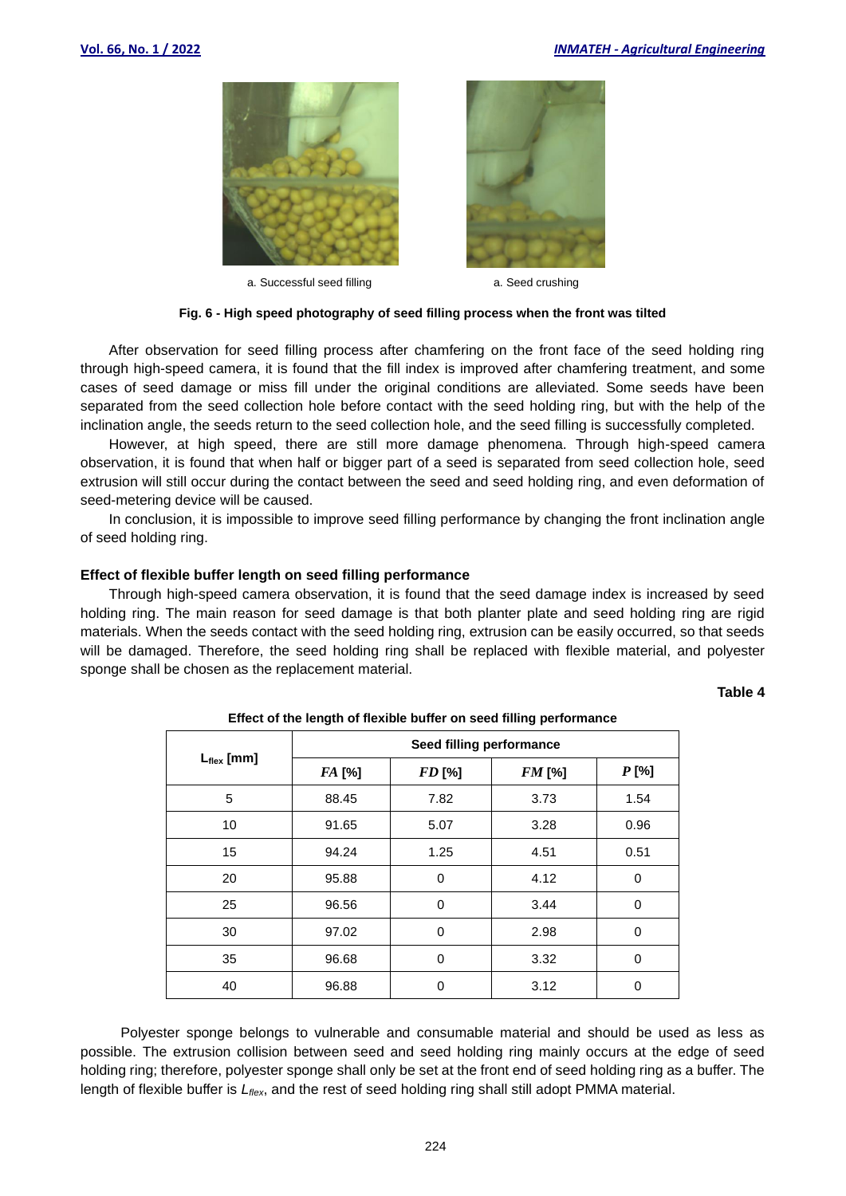a. Successful seed filling

a. Seed crushing

**Fig. 6 - High speed photography of seed filling process when the front was tilted**

After observation for seed filling process after chamfering on the front face of the seed holding ring through high-speed camera, it is found that the fill index is improved after chamfering treatment, and some cases of seed damage or miss fill under the original conditions are alleviated. Some seeds have been separated from the seed collection hole before contact with the seed holding ring, but with the help of the inclination angle, the seeds return to the seed collection hole, and the seed filling is successfully completed.

However, at high speed, there are still more damage phenomena. Through high-speed camera observation, it is found that when half or bigger part of a seed is separated from seed collection hole, seed extrusion will still occur during the contact between the seed and seed holding ring, and even deformation of seed-metering device will be caused.

In conclusion, it is impossible to improve seed filling performance by changing the front inclination angle of seed holding ring.

### Effect of flexible buffer length on seed filling performance

Through high-speed camera observation, it is found that the seed damage index is increased by seed holding ring. The main reason for seed damage is that both planter plate and seed holding ring are rigid materials. When the seeds contact with the seed holding ring, extrusion can be easily occurred, so that seeds will be damaged. Therefore, the seed holding ring shall be replaced with flexible material, and polyester sponge shall be chosen as the replacement material.

**Table 4**

**Effect of the length of flexible buffer on seed filling performance**

| $L_{flex}$ [mm] | Seed filling performance | | | |
|---|---|---|---|---|
| | *FA* [%] | *FD* [%] | *FM* [%] | *P* [%] |
| 5 | 88.45 | 7.82 | 3.73 | 1.54 |
| 10 | 91.65 | 5.07 | 3.28 | 0.96 |
| 15 | 94.24 | 1.25 | 4.51 | 0.51 |
| 20 | 95.88 | 0 | 4.12 | 0 |
| 25 | 96.56 | 0 | 3.44 | 0 |
| 30 | 97.02 | 0 | 2.98 | 0 |
| 35 | 96.68 | 0 | 3.32 | 0 |
| 40 | 96.88 | 0 | 3.12 | 0 |

Polyester sponge belongs to vulnerable and consumable material and should be used as less as possible. The extrusion collision between seed and seed holding ring mainly occurs at the edge of seed holding ring; therefore, polyester sponge shall only be set at the front end of seed holding ring as a buffer. The length of flexible buffer is $L_{flex}$, and the rest of seed holding ring shall still adopt PMMA material.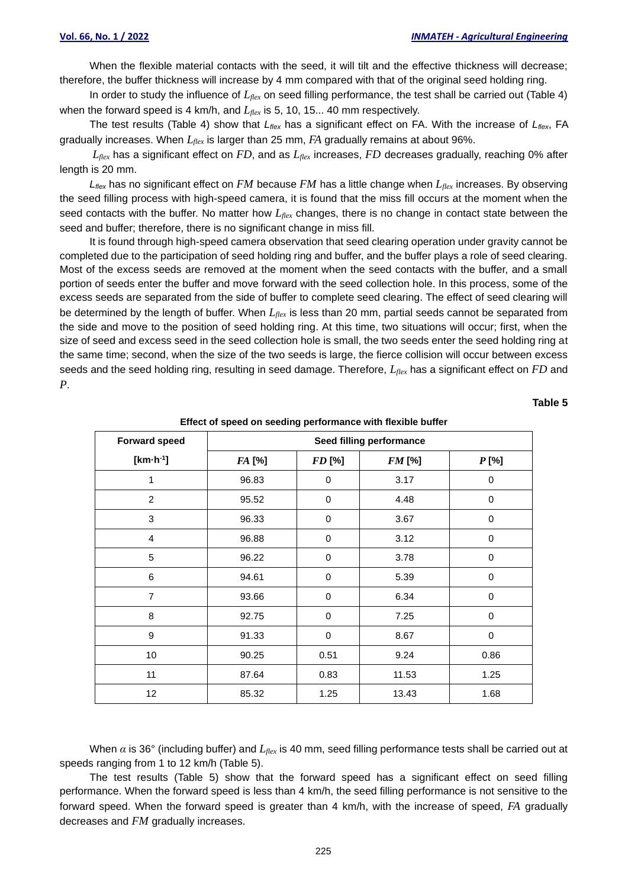When the flexible material contacts with the seed, it will tilt and the effective thickness will decrease; therefore, the buffer thickness will increase by 4 mm compared with that of the original seed holding ring.

In order to study the influence of $L_{flex}$ on seed filling performance, the test shall be carried out (Table 4) when the forward speed is 4 km/h, and $L_{flex}$ is 5, 10, 15... 40 mm respectively.

The test results (Table 4) show that $L_{flex}$ has a significant effect on FA. With the increase of $L_{flex}$, FA gradually increases. When $L_{flex}$ is larger than 25 mm, $FA$ gradually remains at about 96%.

$L_{flex}$ has a significant effect on $FD$, and as $L_{flex}$ increases, $FD$ decreases gradually, reaching 0% after length is 20 mm.

$L_{flex}$ has no significant effect on $FM$ because $FM$ has a little change when $L_{flex}$ increases. By observing the seed filling process with high-speed camera, it is found that the miss fill occurs at the moment when the seed contacts with the buffer. No matter how $L_{flex}$ changes, there is no change in contact state between the seed and buffer; therefore, there is no significant change in miss fill.

It is found through high-speed camera observation that seed clearing operation under gravity cannot be completed due to the participation of seed holding ring and buffer, and the buffer plays a role of seed clearing. Most of the excess seeds are removed at the moment when the seed contacts with the buffer, and a small portion of seeds enter the buffer and move forward with the seed collection hole. In this process, some of the excess seeds are separated from the side of buffer to complete seed clearing. The effect of seed clearing will be determined by the length of buffer. When $L_{flex}$ is less than 20 mm, partial seeds cannot be separated from the side and move to the position of seed holding ring. At this time, two situations will occur; first, when the size of seed and excess seed in the seed collection hole is small, the two seeds enter the seed holding ring at the same time; second, when the size of the two seeds is large, the fierce collision will occur between excess seeds and the seed holding ring, resulting in seed damage. Therefore, $L_{flex}$ has a significant effect on $FD$ and $P$.

**Table 5**

**Effect of speed on seeding performance with flexible buffer**

| Forward speed [km·h$^{-1}$] | Seed filling performance | | | |
|---|---|---|---|---|
| | $FA$ [%] | $FD$ [%] | $FM$ [%] | $P$ [%] |
| 1 | 96.83 | 0 | 3.17 | 0 |
| 2 | 95.52 | 0 | 4.48 | 0 |
| 3 | 96.33 | 0 | 3.67 | 0 |
| 4 | 96.88 | 0 | 3.12 | 0 |
| 5 | 96.22 | 0 | 3.78 | 0 |
| 6 | 94.61 | 0 | 5.39 | 0 |
| 7 | 93.66 | 0 | 6.34 | 0 |
| 8 | 92.75 | 0 | 7.25 | 0 |
| 9 | 91.33 | 0 | 8.67 | 0 |
| 10 | 90.25 | 0.51 | 9.24 | 0.86 |
| 11 | 87.64 | 0.83 | 11.53 | 1.25 |
| 12 | 85.32 | 1.25 | 13.43 | 1.68 |

When $\alpha$ is 36° (including buffer) and $L_{flex}$ is 40 mm, seed filling performance tests shall be carried out at speeds ranging from 1 to 12 km/h (Table 5).

The test results (Table 5) show that the forward speed has a significant effect on seed filling performance. When the forward speed is less than 4 km/h, the seed filling performance is not sensitive to the forward speed. When the forward speed is greater than 4 km/h, with the increase of speed, $FA$ gradually decreases and $FM$ gradually increases.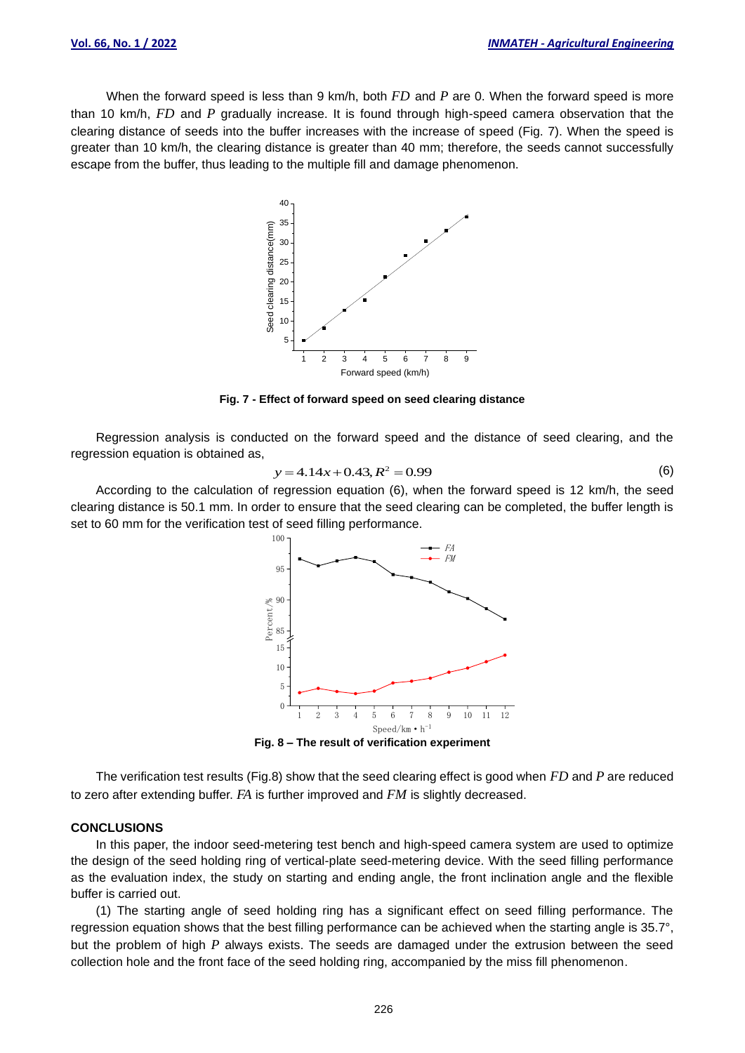When the forward speed is less than 9 km/h, both $FD$ and $P$ are 0. When the forward speed is more than 10 km/h, $FD$ and $P$ gradually increase. It is found through high-speed camera observation that the clearing distance of seeds into the buffer increases with the increase of speed (Fig. 7). When the speed is greater than 10 km/h, the clearing distance is greater than 40 mm; therefore, the seeds cannot successfully escape from the buffer, thus leading to the multiple fill and damage phenomenon.

**Fig. 7 - Effect of forward speed on seed clearing distance**

Regression analysis is conducted on the forward speed and the distance of seed clearing, and the regression equation is obtained as,

$$y = 4.14x + 0.43, R^2 = 0.99 \tag{6}$$

According to the calculation of regression equation (6), when the forward speed is 12 km/h, the seed clearing distance is 50.1 mm. In order to ensure that the seed clearing can be completed, the buffer length is set to 60 mm for the verification test of seed filling performance.

**Fig. 8 – The result of verification experiment**

The verification test results (Fig.8) show that the seed clearing effect is good when $FD$ and $P$ are reduced to zero after extending buffer. $FA$ is further improved and $FM$ is slightly decreased.

## CONCLUSIONS

In this paper, the indoor seed-metering test bench and high-speed camera system are used to optimize the design of the seed holding ring of vertical-plate seed-metering device. With the seed filling performance as the evaluation index, the study on starting and ending angle, the front inclination angle and the flexible buffer is carried out.

(1) The starting angle of seed holding ring has a significant effect on seed filling performance. The regression equation shows that the best filling performance can be achieved when the starting angle is 35.7°, but the problem of high $P$ always exists. The seeds are damaged under the extrusion between the seed collection hole and the front face of the seed holding ring, accompanied by the miss fill phenomenon.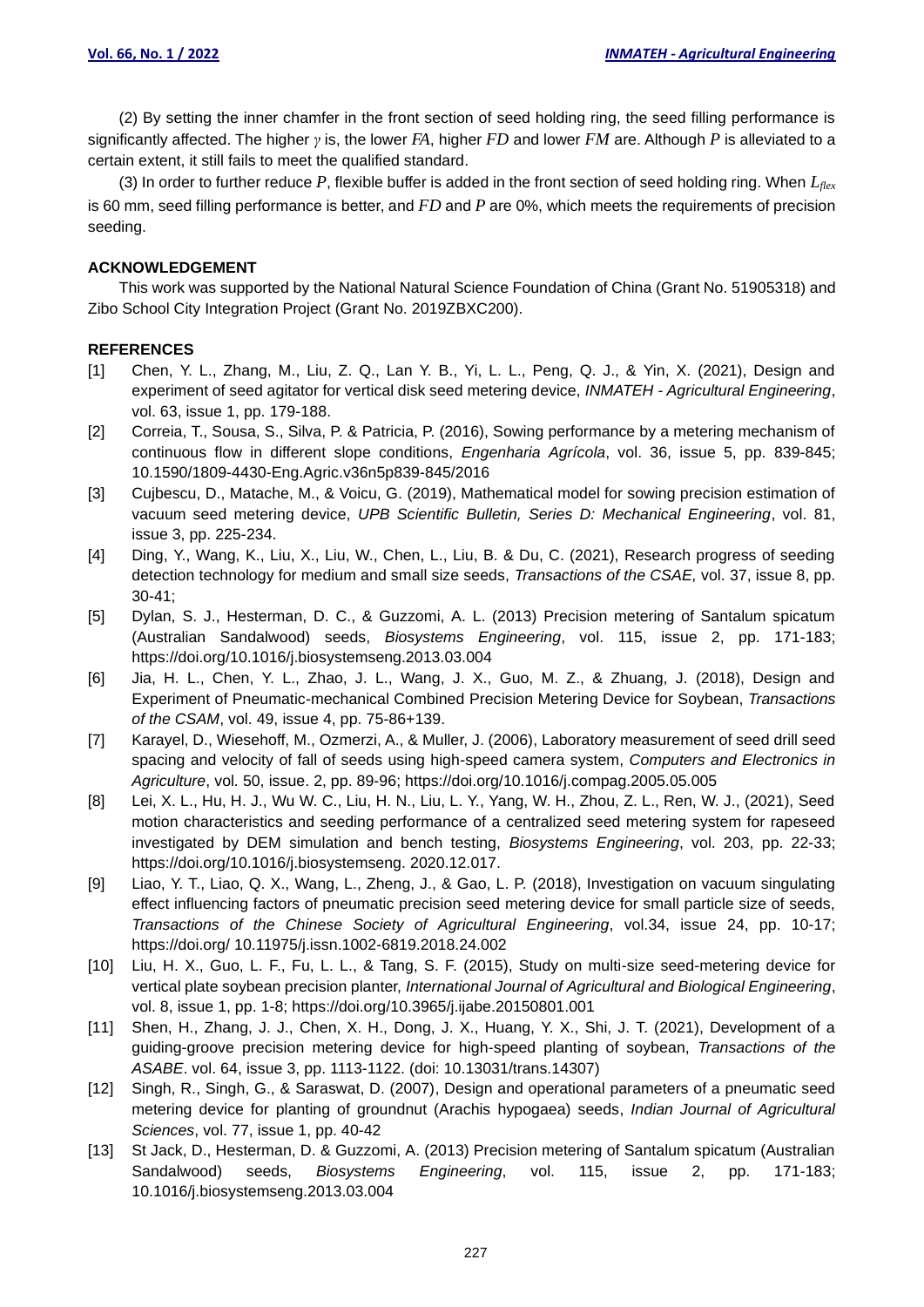(2) By setting the inner chamfer in the front section of seed holding ring, the seed filling performance is significantly affected. The higher $\gamma$ is, the lower $FA$, higher $FD$ and lower $FM$ are. Although $P$ is alleviated to a certain extent, it still fails to meet the qualified standard.

(3) In order to further reduce $P$, flexible buffer is added in the front section of seed holding ring. When $L_{flex}$ is 60 mm, seed filling performance is better, and $FD$ and $P$ are 0%, which meets the requirements of precision seeding.

## ACKNOWLEDGEMENT

This work was supported by the National Natural Science Foundation of China (Grant No. 51905318) and Zibo School City Integration Project (Grant No. 2019ZBXC200).

## REFERENCES

[1] Chen, Y. L., Zhang, M., Liu, Z. Q., Lan Y. B., Yi, L. L., Peng, Q. J., & Yin, X. (2021), Design and experiment of seed agitator for vertical disk seed metering device, *INMATEH - Agricultural Engineering*, vol. 63, issue 1, pp. 179-188.

[2] Correia, T., Sousa, S., Silva, P. & Patricia, P. (2016), Sowing performance by a metering mechanism of continuous flow in different slope conditions, *Engenharia Agrícola*, vol. 36, issue 5, pp. 839-845; 10.1590/1809-4430-Eng.Agric.v36n5p839-845/2016

[3] Cujbescu, D., Matache, M., & Voicu, G. (2019), Mathematical model for sowing precision estimation of vacuum seed metering device, *UPB Scientific Bulletin, Series D: Mechanical Engineering*, vol. 81, issue 3, pp. 225-234.

[4] Ding, Y., Wang, K., Liu, X., Liu, W., Chen, L., Liu, B. & Du, C. (2021), Research progress of seeding detection technology for medium and small size seeds, *Transactions of the CSAE,* vol. 37, issue 8, pp. 30-41;

[5] Dylan, S. J., Hesterman, D. C., & Guzzomi, A. L. (2013) Precision metering of Santalum spicatum (Australian Sandalwood) seeds, *Biosystems Engineering*, vol. 115, issue 2, pp. 171-183; https://doi.org/10.1016/j.biosystemseng.2013.03.004

[6] Jia, H. L., Chen, Y. L., Zhao, J. L., Wang, J. X., Guo, M. Z., & Zhuang, J. (2018), Design and Experiment of Pneumatic-mechanical Combined Precision Metering Device for Soybean, *Transactions of the CSAM*, vol. 49, issue 4, pp. 75-86+139.

[7] Karayel, D., Wiesehoff, M., Ozmerzi, A., & Muller, J. (2006), Laboratory measurement of seed drill seed spacing and velocity of fall of seeds using high-speed camera system, *Computers and Electronics in Agriculture*, vol. 50, issue. 2, pp. 89-96; https://doi.org/10.1016/j.compag.2005.05.005

[8] Lei, X. L., Hu, H. J., Wu W. C., Liu, H. N., Liu, L. Y., Yang, W. H., Zhou, Z. L., Ren, W. J., (2021), Seed motion characteristics and seeding performance of a centralized seed metering system for rapeseed investigated by DEM simulation and bench testing, *Biosystems Engineering*, vol. 203, pp. 22-33; https://doi.org/10.1016/j.biosystemseng. 2020.12.017.

[9] Liao, Y. T., Liao, Q. X., Wang, L., Zheng, J., & Gao, L. P. (2018), Investigation on vacuum singulating effect influencing factors of pneumatic precision seed metering device for small particle size of seeds, *Transactions of the Chinese Society of Agricultural Engineering*, vol.34, issue 24, pp. 10-17; https://doi.org/ 10.11975/j.issn.1002-6819.2018.24.002

[10] Liu, H. X., Guo, L. F., Fu, L. L., & Tang, S. F. (2015), Study on multi-size seed-metering device for vertical plate soybean precision planter, *International Journal of Agricultural and Biological Engineering*, vol. 8, issue 1, pp. 1-8; https://doi.org/10.3965/j.ijabe.20150801.001

[11] Shen, H., Zhang, J. J., Chen, X. H., Dong, J. X., Huang, Y. X., Shi, J. T. (2021), Development of a guiding-groove precision metering device for high-speed planting of soybean, *Transactions of the ASABE*. vol. 64, issue 3, pp. 1113-1122. (doi: 10.13031/trans.14307)

[12] Singh, R., Singh, G., & Saraswat, D. (2007), Design and operational parameters of a pneumatic seed metering device for planting of groundnut (Arachis hypogaea) seeds, *Indian Journal of Agricultural Sciences*, vol. 77, issue 1, pp. 40-42

[13] St Jack, D., Hesterman, D. & Guzzomi, A. (2013) Precision metering of Santalum spicatum (Australian Sandalwood) seeds, *Biosystems Engineering*, vol. 115, issue 2, pp. 171-183; 10.1016/j.biosystemseng.2013.03.004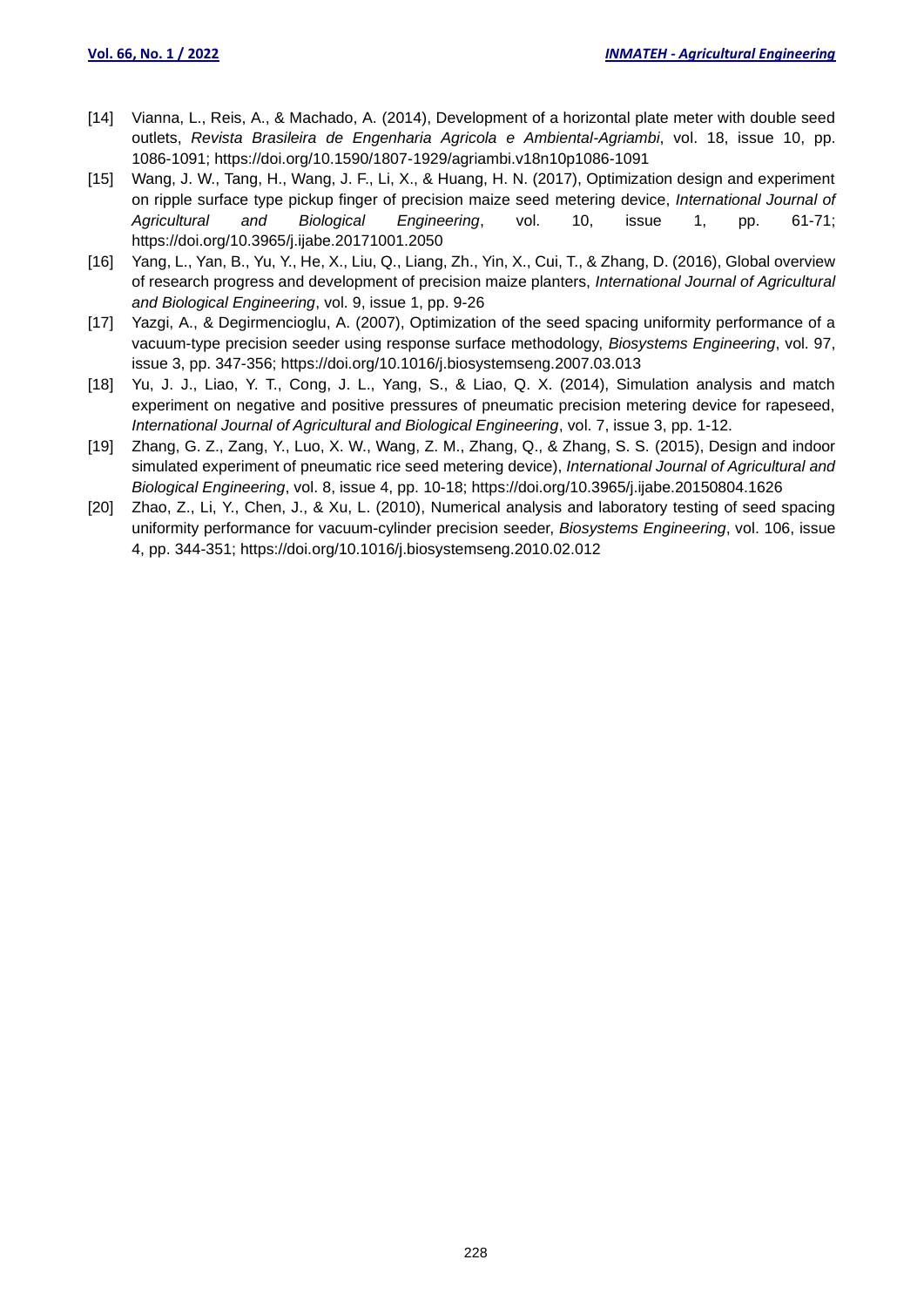[14] Vianna, L., Reis, A., & Machado, A. (2014), Development of a horizontal plate meter with double seed outlets, *Revista Brasileira de Engenharia Agricola e Ambiental-Agriambi*, vol. 18, issue 10, pp. 1086-1091; https://doi.org/10.1590/1807-1929/agriambi.v18n10p1086-1091

[15] Wang, J. W., Tang, H., Wang, J. F., Li, X., & Huang, H. N. (2017), Optimization design and experiment on ripple surface type pickup finger of precision maize seed metering device, *International Journal of Agricultural and Biological Engineering*, vol. 10, issue 1, pp. 61-71; https://doi.org/10.3965/j.ijabe.20171001.2050

[16] Yang, L., Yan, B., Yu, Y., He, X., Liu, Q., Liang, Zh., Yin, X., Cui, T., & Zhang, D. (2016), Global overview of research progress and development of precision maize planters, *International Journal of Agricultural and Biological Engineering*, vol. 9, issue 1, pp. 9-26

[17] Yazgi, A., & Degirmencioglu, A. (2007), Optimization of the seed spacing uniformity performance of a vacuum-type precision seeder using response surface methodology, *Biosystems Engineering*, vol. 97, issue 3, pp. 347-356; https://doi.org/10.1016/j.biosystemseng.2007.03.013

[18] Yu, J. J., Liao, Y. T., Cong, J. L., Yang, S., & Liao, Q. X. (2014), Simulation analysis and match experiment on negative and positive pressures of pneumatic precision metering device for rapeseed, *International Journal of Agricultural and Biological Engineering*, vol. 7, issue 3, pp. 1-12.

[19] Zhang, G. Z., Zang, Y., Luo, X. W., Wang, Z. M., Zhang, Q., & Zhang, S. S. (2015), Design and indoor simulated experiment of pneumatic rice seed metering device), *International Journal of Agricultural and Biological Engineering*, vol. 8, issue 4, pp. 10-18; https://doi.org/10.3965/j.ijabe.20150804.1626

[20] Zhao, Z., Li, Y., Chen, J., & Xu, L. (2010), Numerical analysis and laboratory testing of seed spacing uniformity performance for vacuum-cylinder precision seeder, *Biosystems Engineering*, vol. 106, issue 4, pp. 344-351; https://doi.org/10.1016/j.biosystemseng.2010.02.012